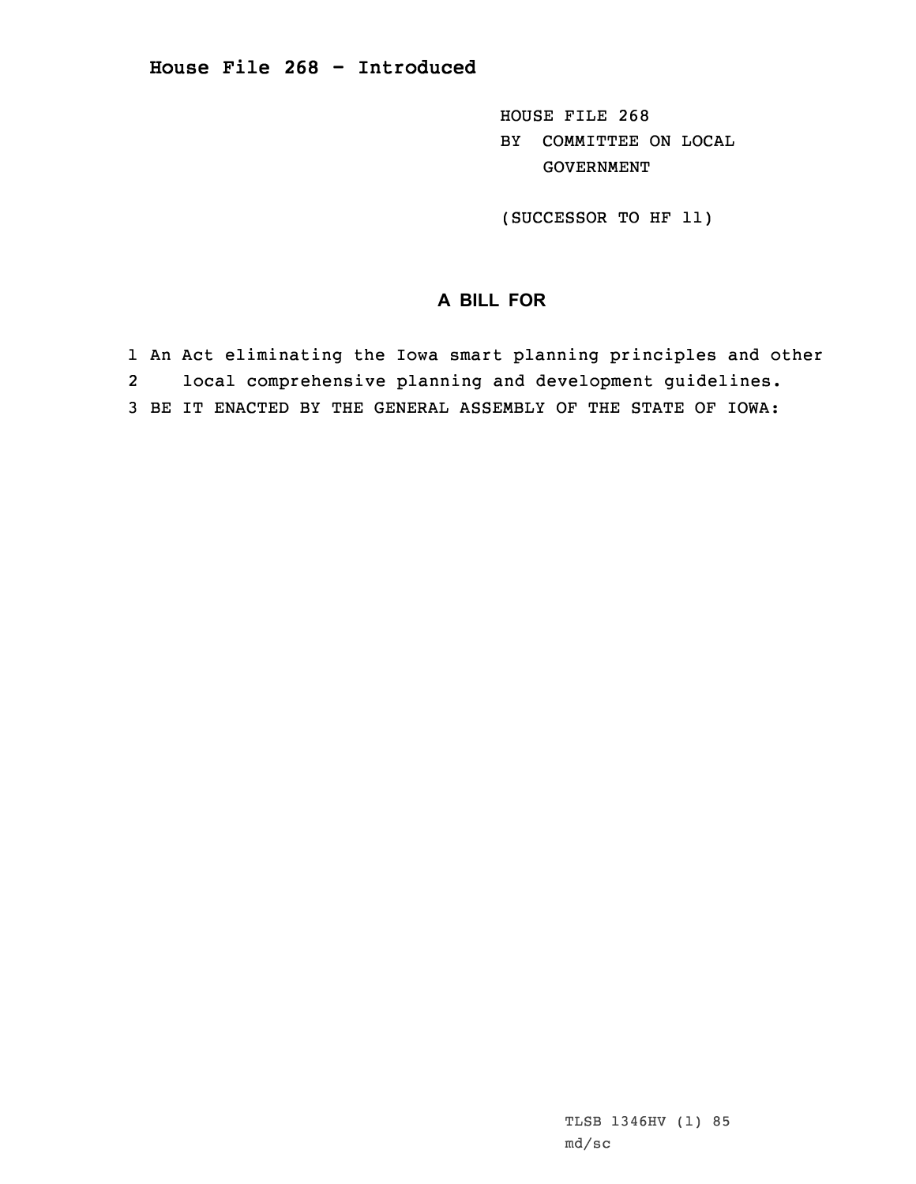# House File 268 - Introduced

HOUSE FILE 268
BY COMMITTEE ON LOCAL GOVERNMENT

(SUCCESSOR TO HF 11)

## A BILL FOR

1 An Act eliminating the Iowa smart planning principles and other
2 local comprehensive planning and development guidelines.
3 BE IT ENACTED BY THE GENERAL ASSEMBLY OF THE STATE OF IOWA:

TLSB 1346HV (1) 85
md/sc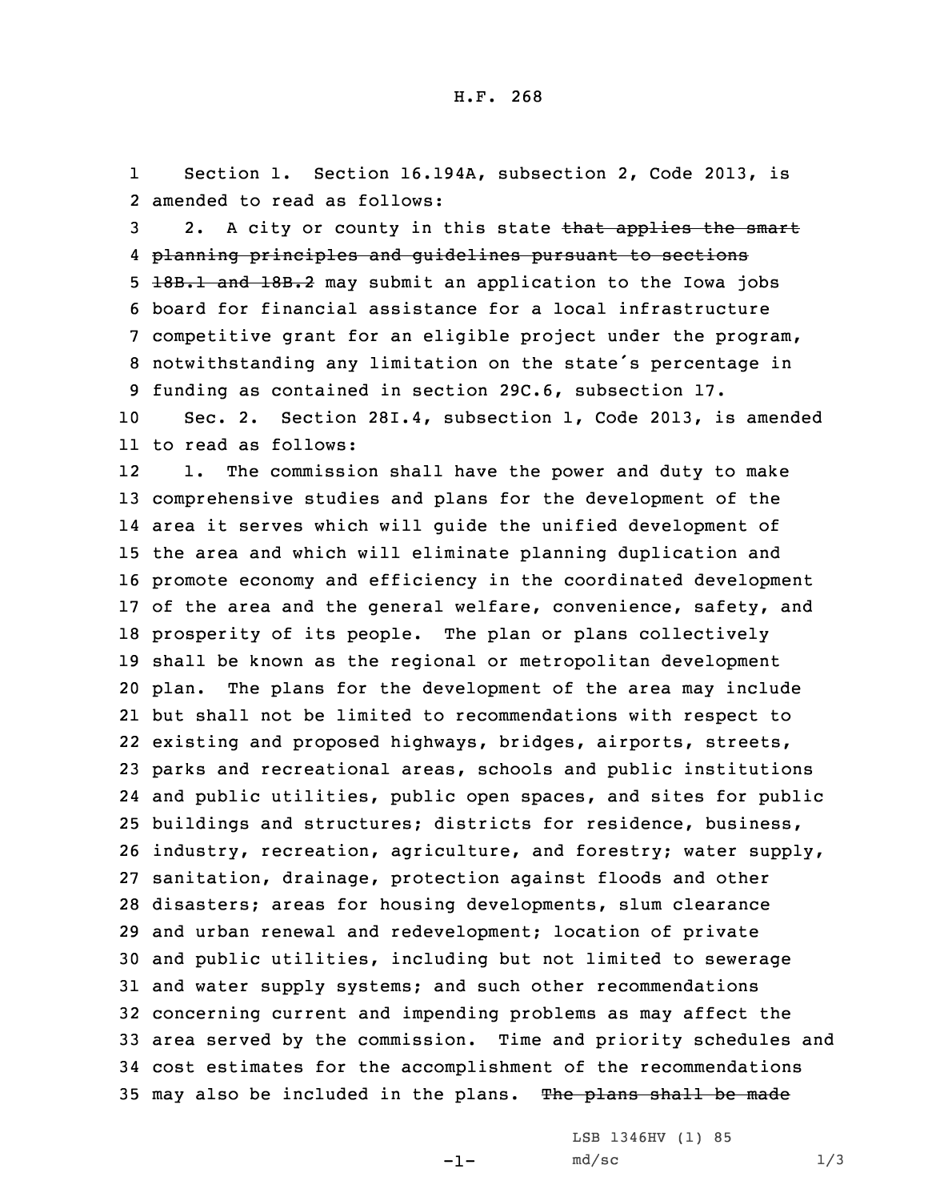H.F. 268

1 Section 1. Section 16.194A, subsection 2, Code 2013, is
2 amended to read as follows:

3 2. A city or county in this state ~~that applies the smart~~
4 ~~planning principles and guidelines pursuant to sections~~
5 ~~18B.1 and 18B.2~~ may submit an application to the Iowa jobs
6 board for financial assistance for a local infrastructure
7 competitive grant for an eligible project under the program,
8 notwithstanding any limitation on the state's percentage in
9 funding as contained in section 29C.6, subsection 17.

10 Sec. 2. Section 28I.4, subsection 1, Code 2013, is amended
11 to read as follows:

12 1. The commission shall have the power and duty to make
13 comprehensive studies and plans for the development of the
14 area it serves which will guide the unified development of
15 the area and which will eliminate planning duplication and
16 promote economy and efficiency in the coordinated development
17 of the area and the general welfare, convenience, safety, and
18 prosperity of its people. The plan or plans collectively
19 shall be known as the regional or metropolitan development
20 plan. The plans for the development of the area may include
21 but shall not be limited to recommendations with respect to
22 existing and proposed highways, bridges, airports, streets,
23 parks and recreational areas, schools and public institutions
24 and public utilities, public open spaces, and sites for public
25 buildings and structures; districts for residence, business,
26 industry, recreation, agriculture, and forestry; water supply,
27 sanitation, drainage, protection against floods and other
28 disasters; areas for housing developments, slum clearance
29 and urban renewal and redevelopment; location of private
30 and public utilities, including but not limited to sewerage
31 and water supply systems; and such other recommendations
32 concerning current and impending problems as may affect the
33 area served by the commission. Time and priority schedules and
34 cost estimates for the accomplishment of the recommendations
35 may also be included in the plans. ~~The plans shall be made~~

LSB 1346HV (1) 85
md/sc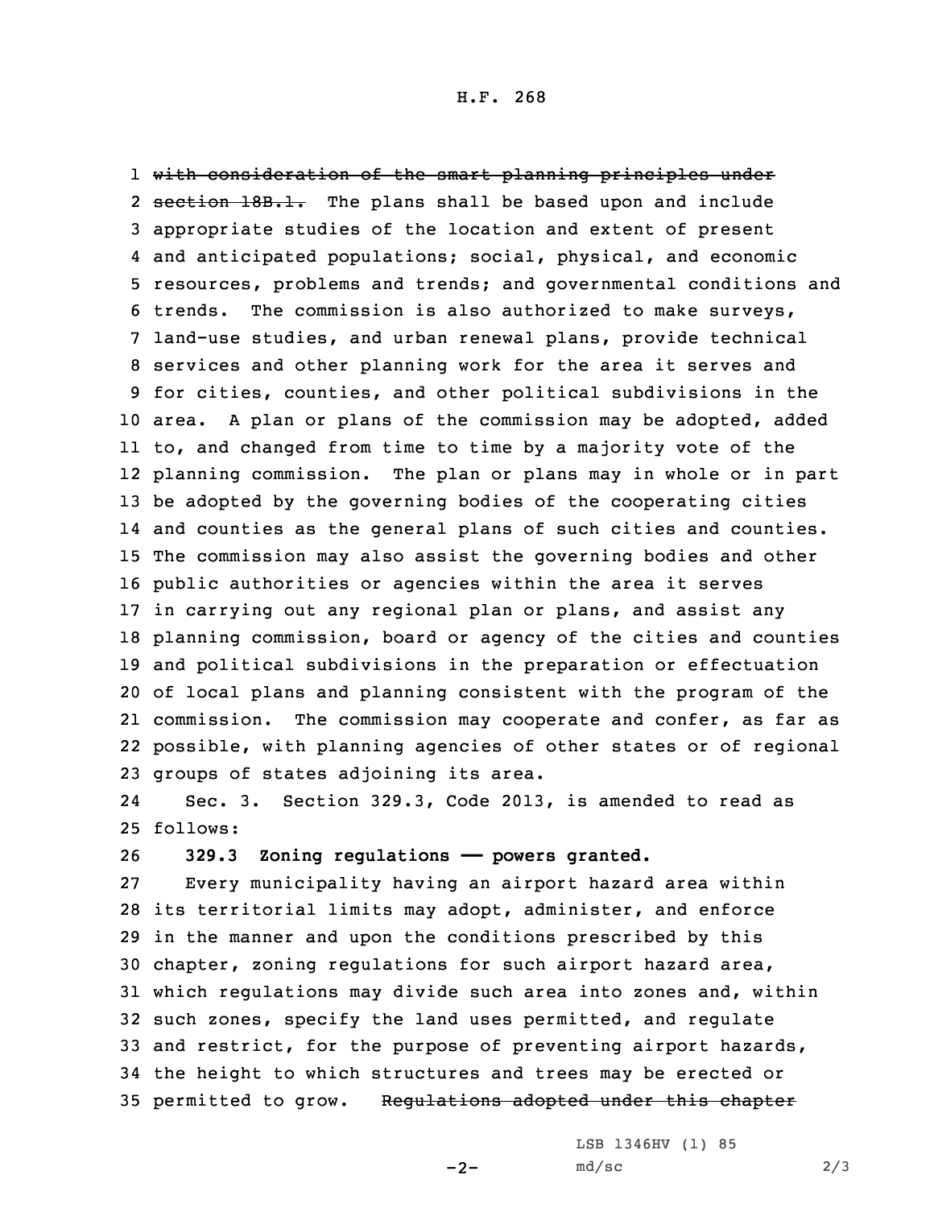~~with consideration of the smart planning principles under section 18B.1.~~ The plans shall be based upon and include appropriate studies of the location and extent of present and anticipated populations; social, physical, and economic resources, problems and trends; and governmental conditions and trends. The commission is also authorized to make surveys, land-use studies, and urban renewal plans, provide technical services and other planning work for the area it serves and for cities, counties, and other political subdivisions in the area. A plan or plans of the commission may be adopted, added to, and changed from time to time by a majority vote of the planning commission. The plan or plans may in whole or in part be adopted by the governing bodies of the cooperating cities and counties as the general plans of such cities and counties. The commission may also assist the governing bodies and other public authorities or agencies within the area it serves in carrying out any regional plan or plans, and assist any planning commission, board or agency of the cities and counties and political subdivisions in the preparation or effectuation of local plans and planning consistent with the program of the commission. The commission may cooperate and confer, as far as possible, with planning agencies of other states or of regional groups of states adjoining its area.

Sec. 3. Section 329.3, Code 2013, is amended to read as follows:

**329.3 Zoning regulations —— powers granted.**

Every municipality having an airport hazard area within its territorial limits may adopt, administer, and enforce in the manner and upon the conditions prescribed by this chapter, zoning regulations for such airport hazard area, which regulations may divide such area into zones and, within such zones, specify the land uses permitted, and regulate and restrict, for the purpose of preventing airport hazards, the height to which structures and trees may be erected or permitted to grow. ~~Regulations adopted under this chapter~~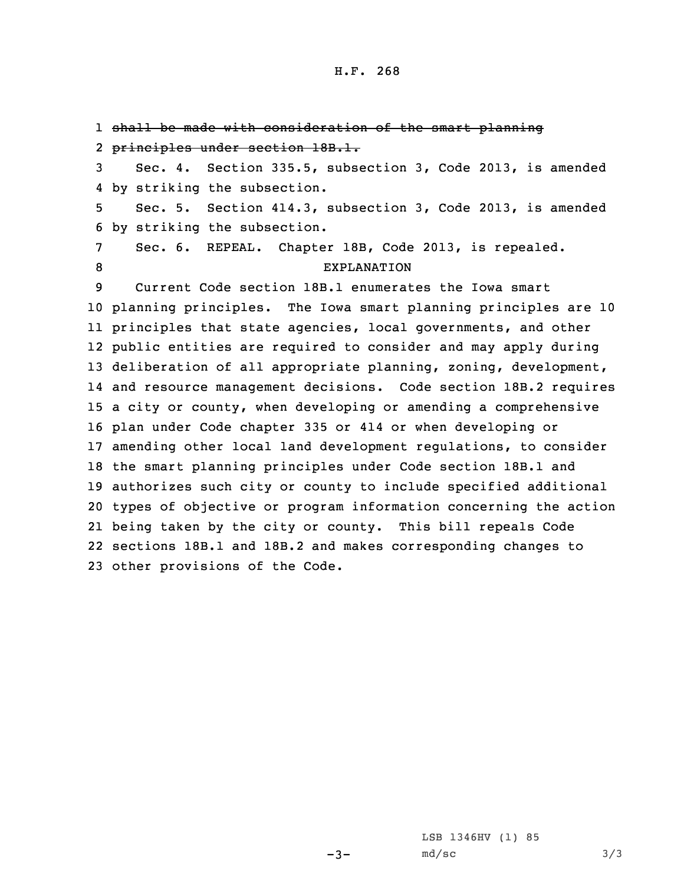~~shall be made with consideration of the smart planning principles under section 18B.1.~~

Sec. 4. Section 335.5, subsection 3, Code 2013, is amended by striking the subsection.

Sec. 5. Section 414.3, subsection 3, Code 2013, is amended by striking the subsection.

Sec. 6. REPEAL. Chapter 18B, Code 2013, is repealed.

EXPLANATION

Current Code section 18B.1 enumerates the Iowa smart planning principles. The Iowa smart planning principles are 10 principles that state agencies, local governments, and other public entities are required to consider and may apply during deliberation of all appropriate planning, zoning, development, and resource management decisions. Code section 18B.2 requires a city or county, when developing or amending a comprehensive plan under Code chapter 335 or 414 or when developing or amending other local land development regulations, to consider the smart planning principles under Code section 18B.1 and authorizes such city or county to include specified additional types of objective or program information concerning the action being taken by the city or county. This bill repeals Code sections 18B.1 and 18B.2 and makes corresponding changes to other provisions of the Code.

LSB 1346HV (1) 85
md/sc